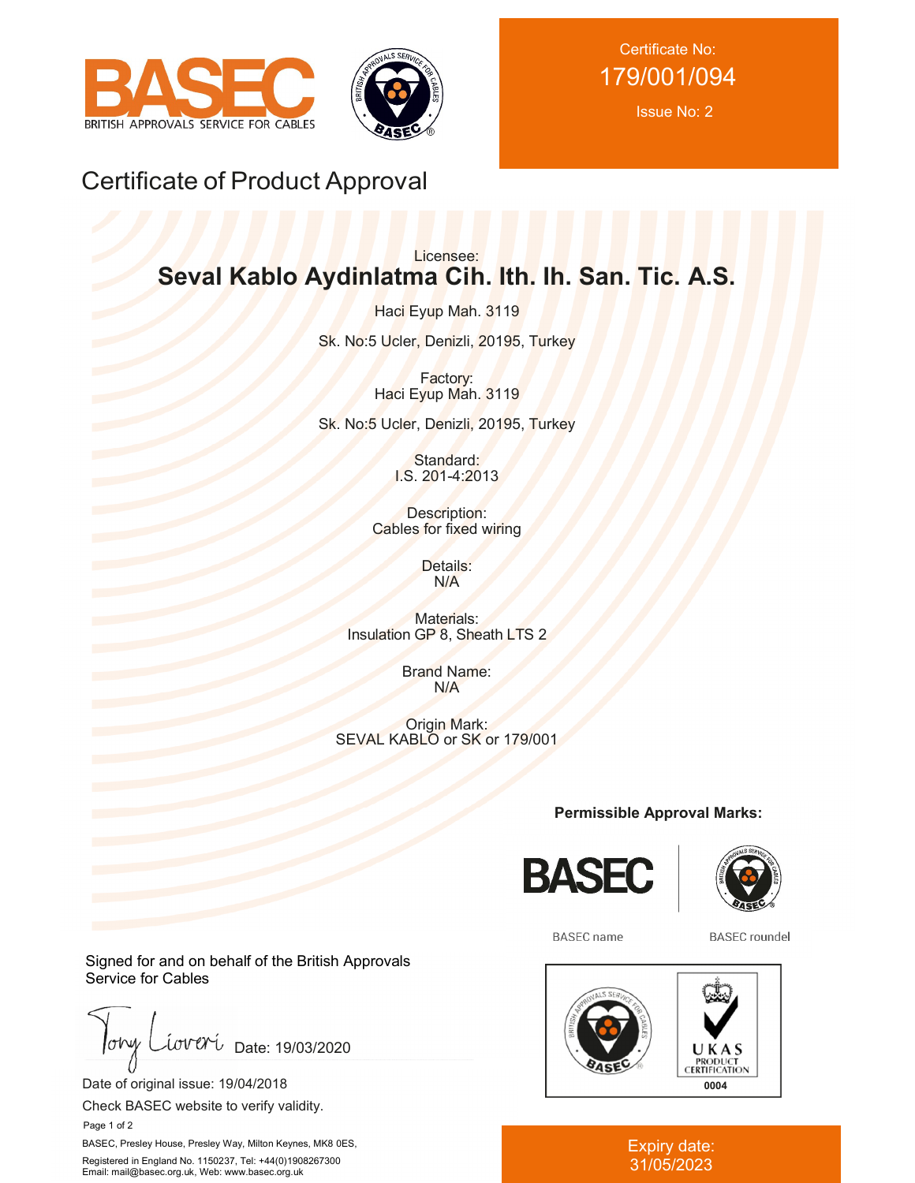BASEC
BRITISH APPROVALS SERVICE FOR CABLES

Certificate No:
179/001/094

Issue No: 2

# Certificate of Product Approval

Licensee:

**Seval Kablo Aydinlatma Cih. Ith. Ih. San. Tic. A.S.**

Haci Eyup Mah. 3119

Sk. No:5 Ucler, Denizli, 20195, Turkey

Factory:
Haci Eyup Mah. 3119

Sk. No:5 Ucler, Denizli, 20195, Turkey

Standard:
I.S. 201-4:2013

Description:
Cables for fixed wiring

Details:
N/A

Materials:
Insulation GP 8, Sheath LTS 2

Brand Name:
N/A

Origin Mark:
SEVAL KABLO or SK or 179/001

**Permissible Approval Marks:**

BASEC name

BASEC roundel

UKAS PRODUCT CERTIFICATION 0004

Signed for and on behalf of the British Approvals Service for Cables

Tony Liveri Date: 19/03/2020

Date of original issue: 19/04/2018

Check BASEC website to verify validity.

BASEC, Presley House, Presley Way, Milton Keynes, MK8 0ES,

Registered in England No. 1150237, Tel: +44(0)1908267300
Email: mail@basec.org.uk, Web: www.basec.org.uk

Expiry date:
31/05/2023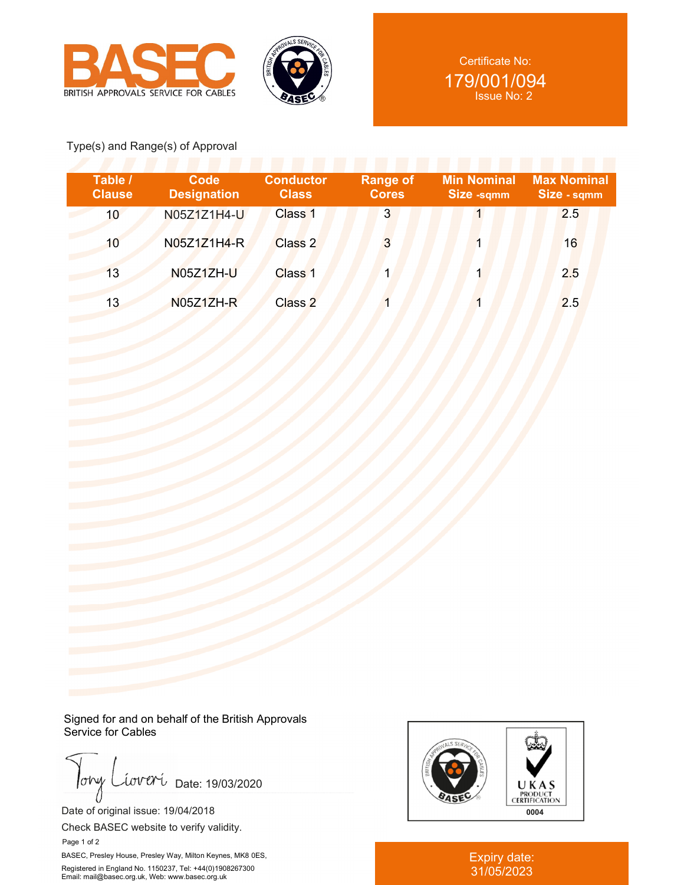BASEC

BRITISH APPROVALS SERVICE FOR CABLES

Certificate No:

179/001/094

Issue No: 2

Type(s) and Range(s) of Approval

| Table / Clause | Code Designation | Conductor Class | Range of Cores | Min Nominal Size -sqmm | Max Nominal Size - sqmm |
|---|---|---|---|---|---|
| 10 | N05Z1Z1H4-U | Class 1 | 3 | 1 | 2.5 |
| 10 | N05Z1Z1H4-R | Class 2 | 3 | 1 | 16 |
| 13 | N05Z1ZH-U | Class 1 | 1 | 1 | 2.5 |
| 13 | N05Z1ZH-R | Class 2 | 1 | 1 | 2.5 |

Signed for and on behalf of the British Approvals Service for Cables

Tony Liveri Date: 19/03/2020

Date of original issue: 19/04/2018

Check BASEC website to verify validity.

BASEC, Presley House, Presley Way, Milton Keynes, MK8 0ES,

Registered in England No. 1150237, Tel: +44(0)1908267300

Email: mail@basec.org.uk, Web: www.basec.org.uk

UKAS PRODUCT CERTIFICATION 0004

Expiry date:
31/05/2023